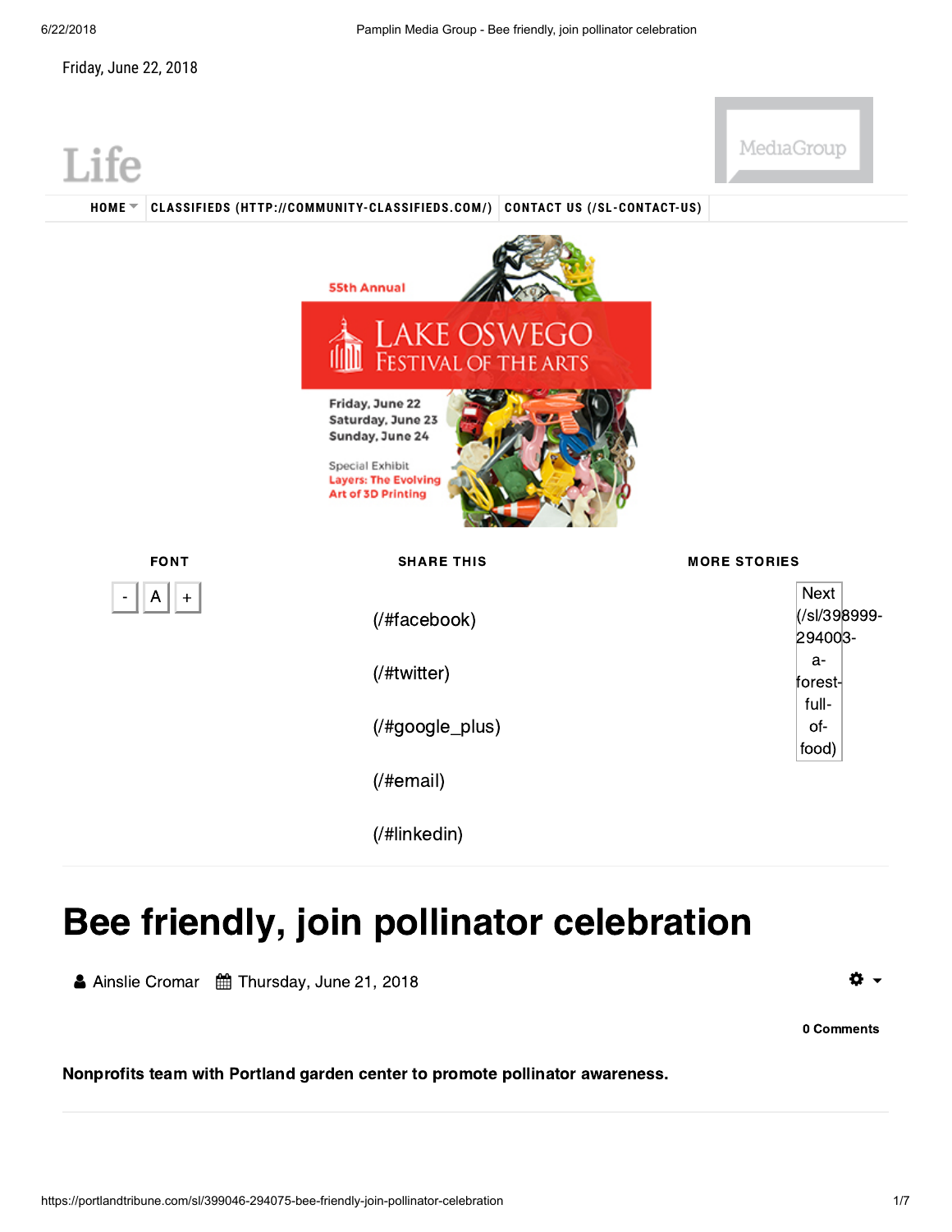Friday, June 22, 2018

Life

MediaGroup

HOME CLASSIFIEDS (HTTP://COMMUNITY-CLASSIFIEDS.COM/) CONTACT US (/SL-CONTACT-US)

55th Annual

LAKE OSWEGO FESTIVAL OF THE ARTS

Friday, June 22
Saturday, June 23
Sunday, June 24

Special Exhibit
Layers: The Evolving Art of 3D Printing

FONT

- A +

SHARE THIS

(/#facebook)

(/#twitter)

(/#google_plus)

(/#email)

(/#linkedin)

MORE STORIES

Next (/sl/398999-294003-a-forest-full-of-food)

# Bee friendly, join pollinator celebration

Ainslie Cromar Thursday, June 21, 2018

0 Comments

**Nonprofits team with Portland garden center to promote pollinator awareness.**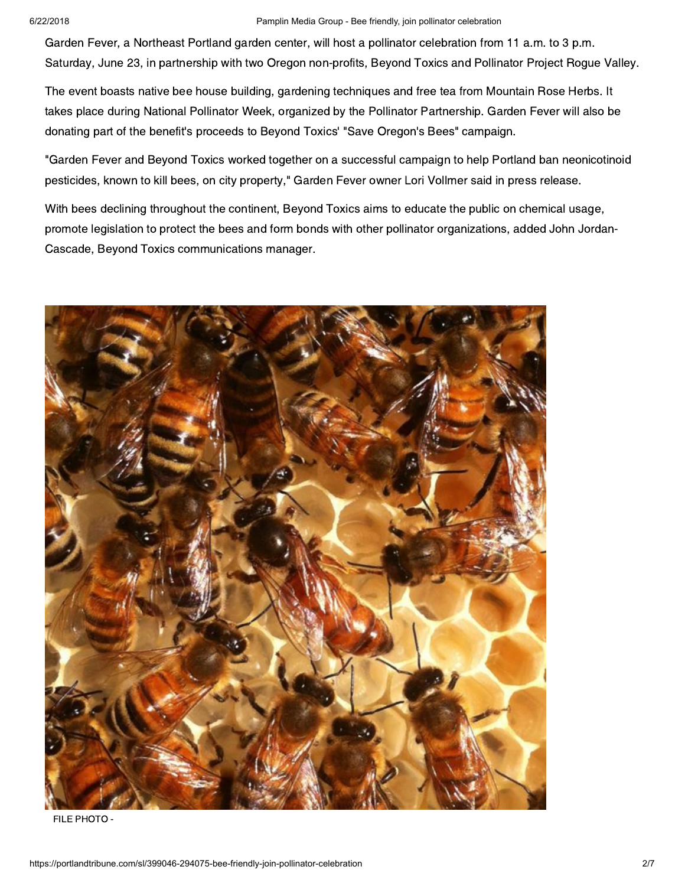Garden Fever, a Northeast Portland garden center, will host a pollinator celebration from 11 a.m. to 3 p.m. Saturday, June 23, in partnership with two Oregon non-profits, Beyond Toxics and Pollinator Project Rogue Valley.

The event boasts native bee house building, gardening techniques and free tea from Mountain Rose Herbs. It takes place during National Pollinator Week, organized by the Pollinator Partnership. Garden Fever will also be donating part of the benefit's proceeds to Beyond Toxics' "Save Oregon's Bees" campaign.

"Garden Fever and Beyond Toxics worked together on a successful campaign to help Portland ban neonicotinoid pesticides, known to kill bees, on city property," Garden Fever owner Lori Vollmer said in press release.

With bees declining throughout the continent, Beyond Toxics aims to educate the public on chemical usage, promote legislation to protect the bees and form bonds with other pollinator organizations, added John Jordan-Cascade, Beyond Toxics communications manager.

FILE PHOTO -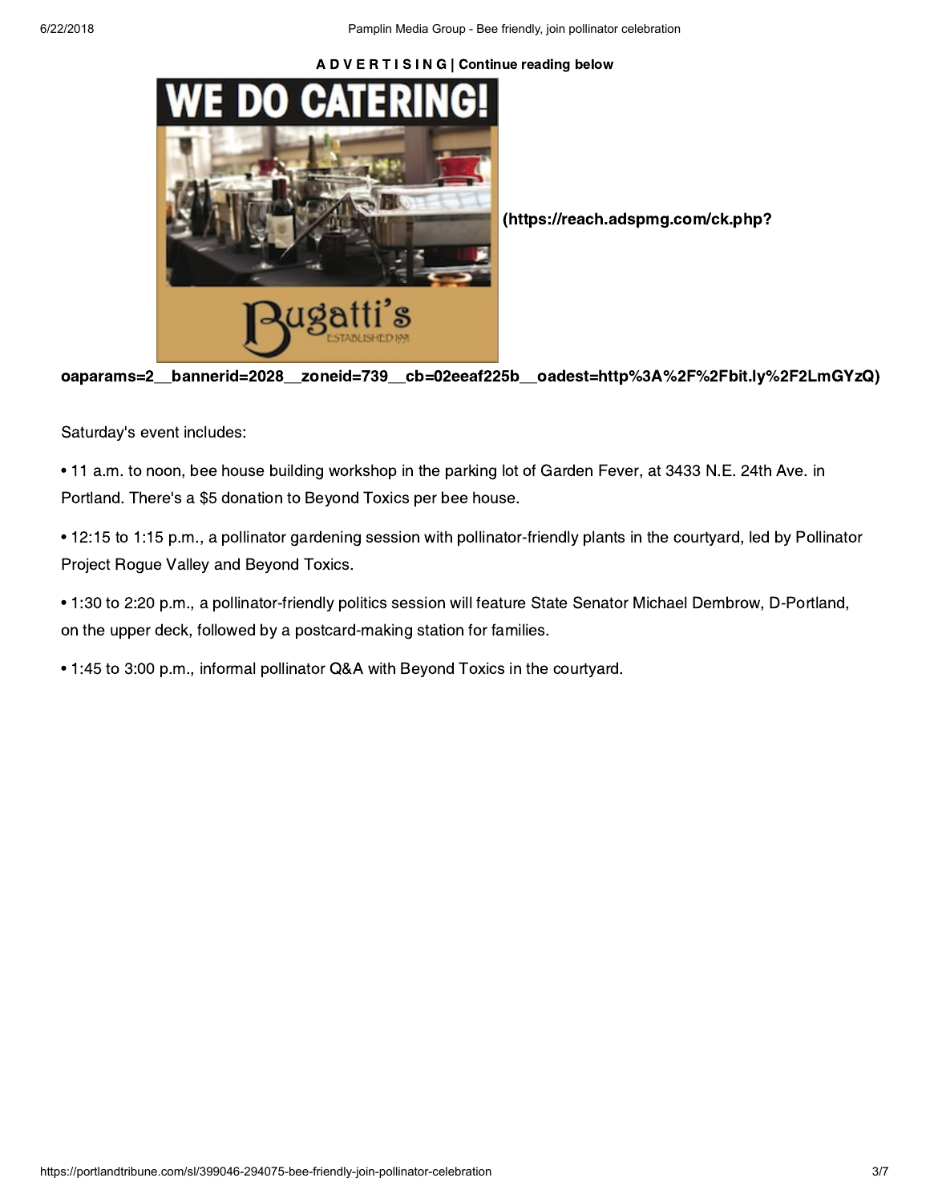A D V E R T I S I N G | Continue reading below

WE DO CATERING!

Bugatti's
ESTABLISHED 1991

(https://reach.adspmg.com/ck.php?oaparams=2__bannerid=2028__zoneid=739__cb=02eeaf225b__oadest=http%3A%2F%2Fbit.ly%2F2LmGYzQ)

Saturday's event includes:

• 11 a.m. to noon, bee house building workshop in the parking lot of Garden Fever, at 3433 N.E. 24th Ave. in Portland. There's a $5 donation to Beyond Toxics per bee house.

• 12:15 to 1:15 p.m., a pollinator gardening session with pollinator-friendly plants in the courtyard, led by Pollinator Project Rogue Valley and Beyond Toxics.

• 1:30 to 2:20 p.m., a pollinator-friendly politics session will feature State Senator Michael Dembrow, D-Portland, on the upper deck, followed by a postcard-making station for families.

• 1:45 to 3:00 p.m., informal pollinator Q&A with Beyond Toxics in the courtyard.